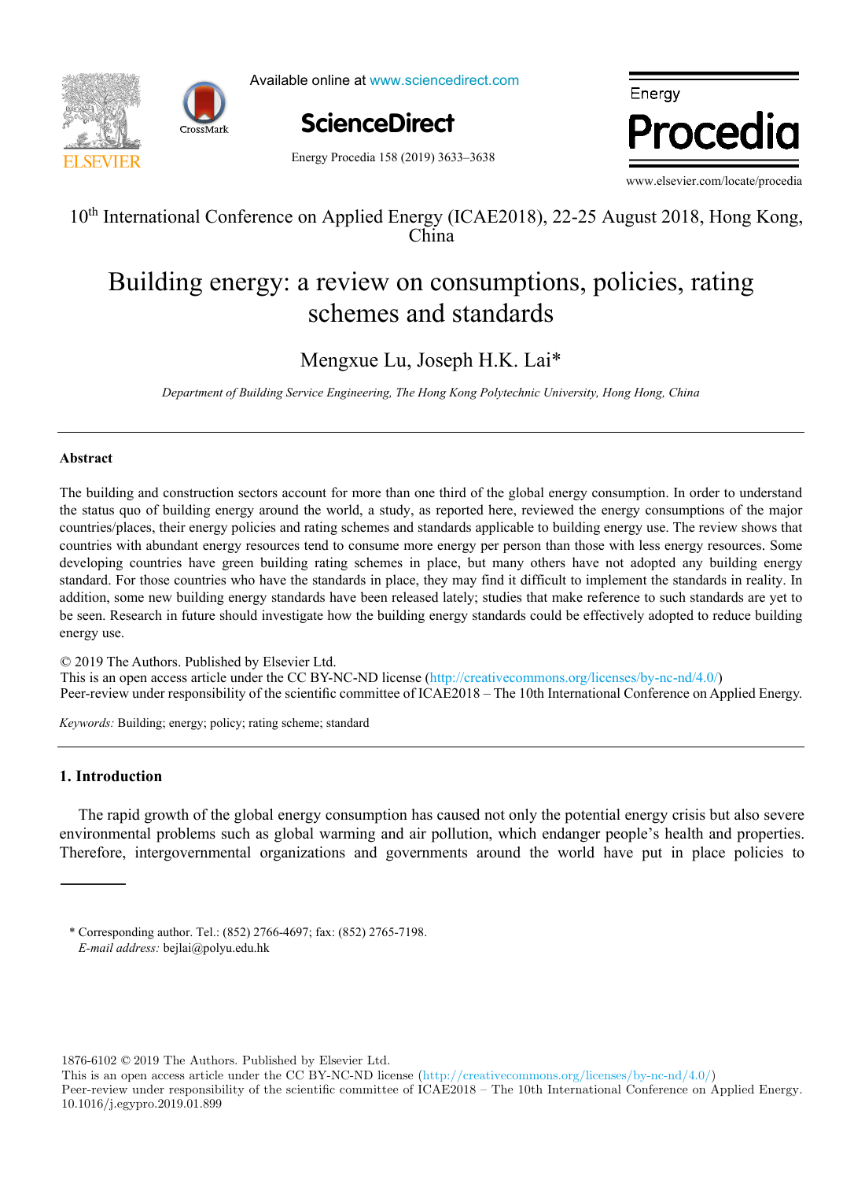10th International Conference on Applied Energy (ICAE2018), 22-25 August 2018, Hong Kong, China

# Building energy: a review on consumptions, policies, rating schemes and standards

Mengxue Lu, Joseph H.K. Lai*

*Department of Building Service Engineering, The Hong Kong Polytechnic University, Hong Hong, China*

## Abstract

The building and construction sectors account for more than one third of the global energy consumption. In order to understand the status quo of building energy around the world, a study, as reported here, reviewed the energy consumptions of the major countries/places, their energy policies and rating schemes and standards applicable to building energy use. The review shows that countries with abundant energy resources tend to consume more energy per person than those with less energy resources. Some developing countries have green building rating schemes in place, but many others have not adopted any building energy standard. For those countries who have the standards in place, they may find it difficult to implement the standards in reality. In addition, some new building energy standards have been released lately; studies that make reference to such standards are yet to be seen. Research in future should investigate how the building energy standards could be effectively adopted to reduce building energy use.

© 2019 The Authors. Published by Elsevier Ltd.
This is an open access article under the CC BY-NC-ND license (http://creativecommons.org/licenses/by-nc-nd/4.0/)
Peer-review under responsibility of the scientific committee of ICAE2018 – The 10th International Conference on Applied Energy.

*Keywords:* Building; energy; policy; rating scheme; standard

## 1. Introduction

The rapid growth of the global energy consumption has caused not only the potential energy crisis but also severe environmental problems such as global warming and air pollution, which endanger people's health and properties. Therefore, intergovernmental organizations and governments around the world have put in place policies to

* Corresponding author. Tel.: (852) 2766-4697; fax: (852) 2765-7198.
*E-mail address:* bejlai@polyu.edu.hk

1876-6102 © 2019 The Authors. Published by Elsevier Ltd.
This is an open access article under the CC BY-NC-ND license (http://creativecommons.org/licenses/by-nc-nd/4.0/)
Peer-review under responsibility of the scientific committee of ICAE2018 – The 10th International Conference on Applied Energy.
10.1016/j.egypro.2019.01.899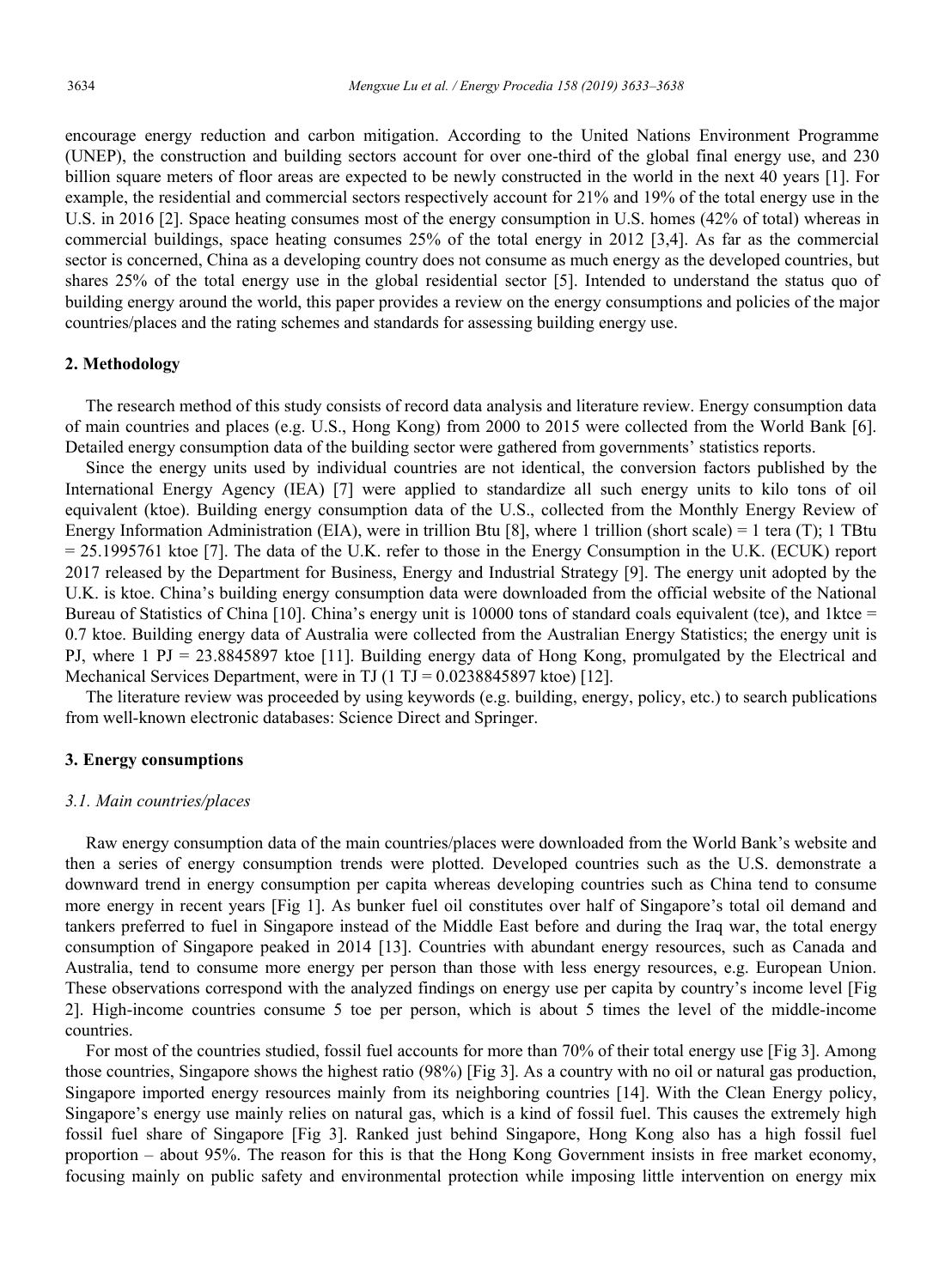encourage energy reduction and carbon mitigation. According to the United Nations Environment Programme (UNEP), the construction and building sectors account for over one-third of the global final energy use, and 230 billion square meters of floor areas are expected to be newly constructed in the world in the next 40 years [1]. For example, the residential and commercial sectors respectively account for 21% and 19% of the total energy use in the U.S. in 2016 [2]. Space heating consumes most of the energy consumption in U.S. homes (42% of total) whereas in commercial buildings, space heating consumes 25% of the total energy in 2012 [3,4]. As far as the commercial sector is concerned, China as a developing country does not consume as much energy as the developed countries, but shares 25% of the total energy use in the global residential sector [5]. Intended to understand the status quo of building energy around the world, this paper provides a review on the energy consumptions and policies of the major countries/places and the rating schemes and standards for assessing building energy use.

## 2. Methodology

The research method of this study consists of record data analysis and literature review. Energy consumption data of main countries and places (e.g. U.S., Hong Kong) from 2000 to 2015 were collected from the World Bank [6]. Detailed energy consumption data of the building sector were gathered from governments' statistics reports.

Since the energy units used by individual countries are not identical, the conversion factors published by the International Energy Agency (IEA) [7] were applied to standardize all such energy units to kilo tons of oil equivalent (ktoe). Building energy consumption data of the U.S., collected from the Monthly Energy Review of Energy Information Administration (EIA), were in trillion Btu [8], where 1 trillion (short scale) = 1 tera (T); 1 TBtu = 25.1995761 ktoe [7]. The data of the U.K. refer to those in the Energy Consumption in the U.K. (ECUK) report 2017 released by the Department for Business, Energy and Industrial Strategy [9]. The energy unit adopted by the U.K. is ktoe. China's building energy consumption data were downloaded from the official website of the National Bureau of Statistics of China [10]. China's energy unit is 10000 tons of standard coals equivalent (tce), and 1ktce = 0.7 ktoe. Building energy data of Australia were collected from the Australian Energy Statistics; the energy unit is PJ, where 1 PJ = 23.8845897 ktoe [11]. Building energy data of Hong Kong, promulgated by the Electrical and Mechanical Services Department, were in TJ (1 TJ = 0.0238845897 ktoe) [12].

The literature review was proceeded by using keywords (e.g. building, energy, policy, etc.) to search publications from well-known electronic databases: Science Direct and Springer.

## 3. Energy consumptions

### *3.1. Main countries/places*

Raw energy consumption data of the main countries/places were downloaded from the World Bank's website and then a series of energy consumption trends were plotted. Developed countries such as the U.S. demonstrate a downward trend in energy consumption per capita whereas developing countries such as China tend to consume more energy in recent years [Fig 1]. As bunker fuel oil constitutes over half of Singapore's total oil demand and tankers preferred to fuel in Singapore instead of the Middle East before and during the Iraq war, the total energy consumption of Singapore peaked in 2014 [13]. Countries with abundant energy resources, such as Canada and Australia, tend to consume more energy per person than those with less energy resources, e.g. European Union. These observations correspond with the analyzed findings on energy use per capita by country's income level [Fig 2]. High-income countries consume 5 toe per person, which is about 5 times the level of the middle-income countries.

For most of the countries studied, fossil fuel accounts for more than 70% of their total energy use [Fig 3]. Among those countries, Singapore shows the highest ratio (98%) [Fig 3]. As a country with no oil or natural gas production, Singapore imported energy resources mainly from its neighboring countries [14]. With the Clean Energy policy, Singapore's energy use mainly relies on natural gas, which is a kind of fossil fuel. This causes the extremely high fossil fuel share of Singapore [Fig 3]. Ranked just behind Singapore, Hong Kong also has a high fossil fuel proportion – about 95%. The reason for this is that the Hong Kong Government insists in free market economy, focusing mainly on public safety and environmental protection while imposing little intervention on energy mix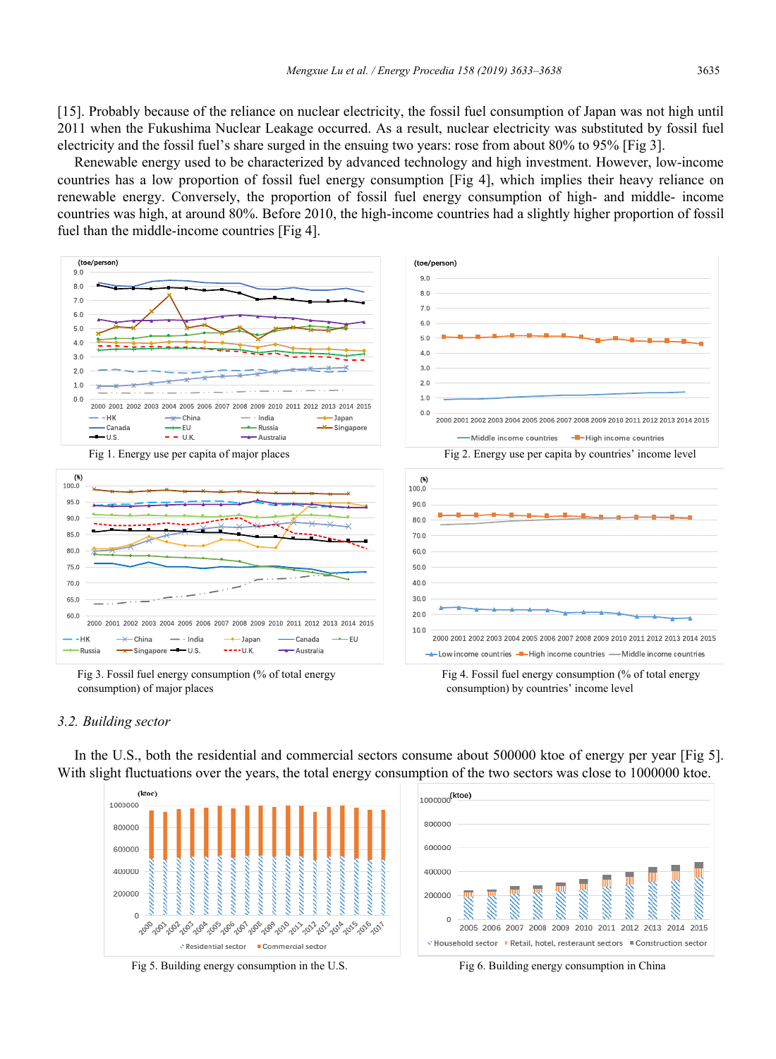[15]. Probably because of the reliance on nuclear electricity, the fossil fuel consumption of Japan was not high until 2011 when the Fukushima Nuclear Leakage occurred. As a result, nuclear electricity was substituted by fossil fuel electricity and the fossil fuel's share surged in the ensuing two years: rose from about 80% to 95% [Fig 3].

Renewable energy used to be characterized by advanced technology and high investment. However, low-income countries has a low proportion of fossil fuel energy consumption [Fig 4], which implies their heavy reliance on renewable energy. Conversely, the proportion of fossil fuel energy consumption of high- and middle- income countries was high, at around 80%. Before 2010, the high-income countries had a slightly higher proportion of fossil fuel than the middle-income countries [Fig 4].

Fig 1. Energy use per capita of major places

Fig 2. Energy use per capita by countries' income level

Fig 3. Fossil fuel energy consumption (% of total energy consumption) of major places

Fig 4. Fossil fuel energy consumption (% of total energy consumption) by countries' income level

### 3.2. Building sector

In the U.S., both the residential and commercial sectors consume about 500000 ktoe of energy per year [Fig 5]. With slight fluctuations over the years, the total energy consumption of the two sectors was close to 1000000 ktoe.

Fig 5. Building energy consumption in the U.S.

Fig 6. Building energy consumption in China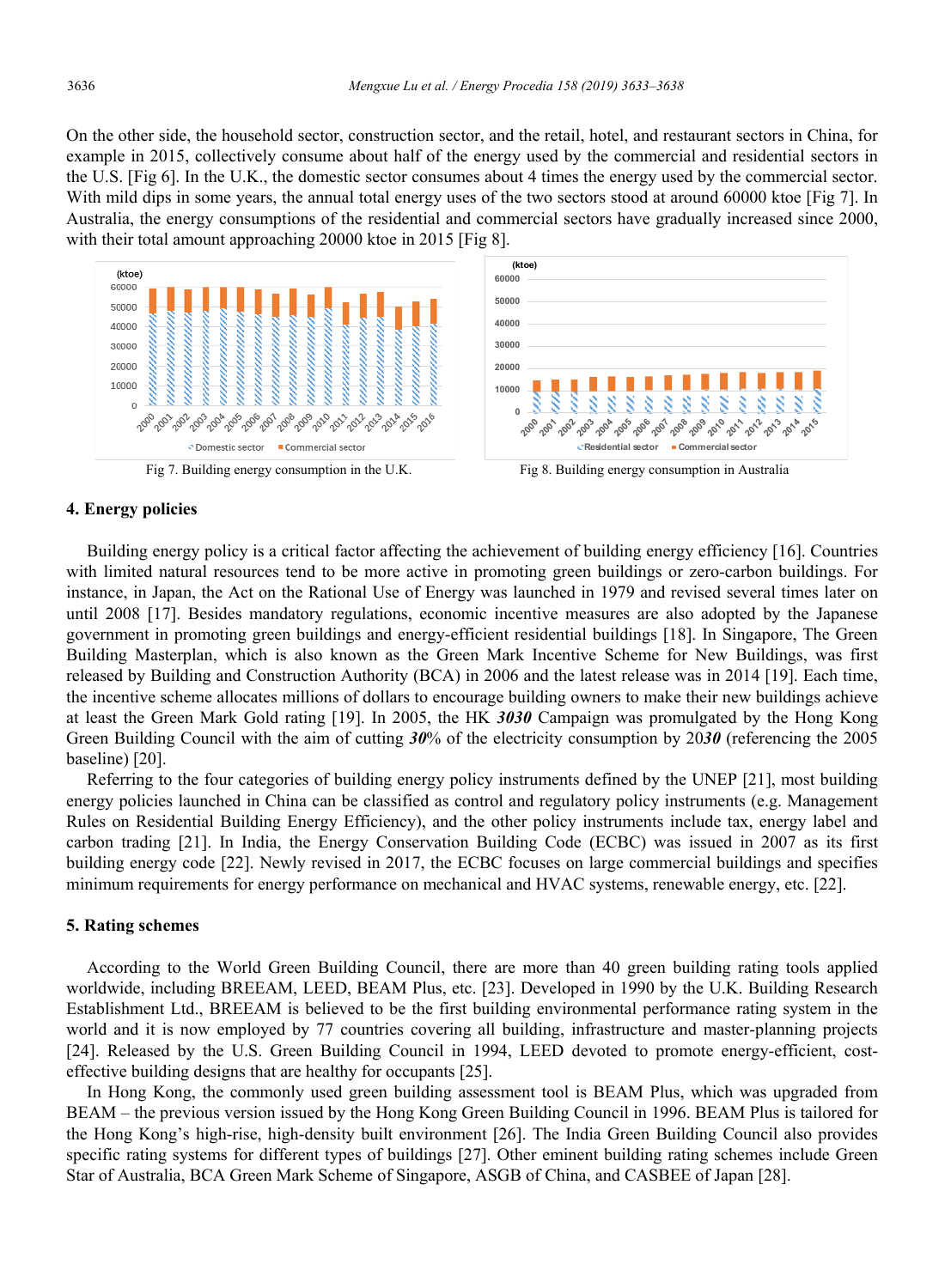On the other side, the household sector, construction sector, and the retail, hotel, and restaurant sectors in China, for example in 2015, collectively consume about half of the energy used by the commercial and residential sectors in the U.S. [Fig 6]. In the U.K., the domestic sector consumes about 4 times the energy used by the commercial sector. With mild dips in some years, the annual total energy uses of the two sectors stood at around 60000 ktoe [Fig 7]. In Australia, the energy consumptions of the residential and commercial sectors have gradually increased since 2000, with their total amount approaching 20000 ktoe in 2015 [Fig 8].

Fig 7. Building energy consumption in the U.K.

Fig 8. Building energy consumption in Australia

## 4. Energy policies

Building energy policy is a critical factor affecting the achievement of building energy efficiency [16]. Countries with limited natural resources tend to be more active in promoting green buildings or zero-carbon buildings. For instance, in Japan, the Act on the Rational Use of Energy was launched in 1979 and revised several times later on until 2008 [17]. Besides mandatory regulations, economic incentive measures are also adopted by the Japanese government in promoting green buildings and energy-efficient residential buildings [18]. In Singapore, The Green Building Masterplan, which is also known as the Green Mark Incentive Scheme for New Buildings, was first released by Building and Construction Authority (BCA) in 2006 and the latest release was in 2014 [19]. Each time, the incentive scheme allocates millions of dollars to encourage building owners to make their new buildings achieve at least the Green Mark Gold rating [19]. In 2005, the HK ***3030*** Campaign was promulgated by the Hong Kong Green Building Council with the aim of cutting ***30***% of the electricity consumption by 20***30*** (referencing the 2005 baseline) [20].

Referring to the four categories of building energy policy instruments defined by the UNEP [21], most building energy policies launched in China can be classified as control and regulatory policy instruments (e.g. Management Rules on Residential Building Energy Efficiency), and the other policy instruments include tax, energy label and carbon trading [21]. In India, the Energy Conservation Building Code (ECBC) was issued in 2007 as its first building energy code [22]. Newly revised in 2017, the ECBC focuses on large commercial buildings and specifies minimum requirements for energy performance on mechanical and HVAC systems, renewable energy, etc. [22].

## 5. Rating schemes

According to the World Green Building Council, there are more than 40 green building rating tools applied worldwide, including BREEAM, LEED, BEAM Plus, etc. [23]. Developed in 1990 by the U.K. Building Research Establishment Ltd., BREEAM is believed to be the first building environmental performance rating system in the world and it is now employed by 77 countries covering all building, infrastructure and master-planning projects [24]. Released by the U.S. Green Building Council in 1994, LEED devoted to promote energy-efficient, cost-effective building designs that are healthy for occupants [25].

In Hong Kong, the commonly used green building assessment tool is BEAM Plus, which was upgraded from BEAM – the previous version issued by the Hong Kong Green Building Council in 1996. BEAM Plus is tailored for the Hong Kong's high-rise, high-density built environment [26]. The India Green Building Council also provides specific rating systems for different types of buildings [27]. Other eminent building rating schemes include Green Star of Australia, BCA Green Mark Scheme of Singapore, ASGB of China, and CASBEE of Japan [28].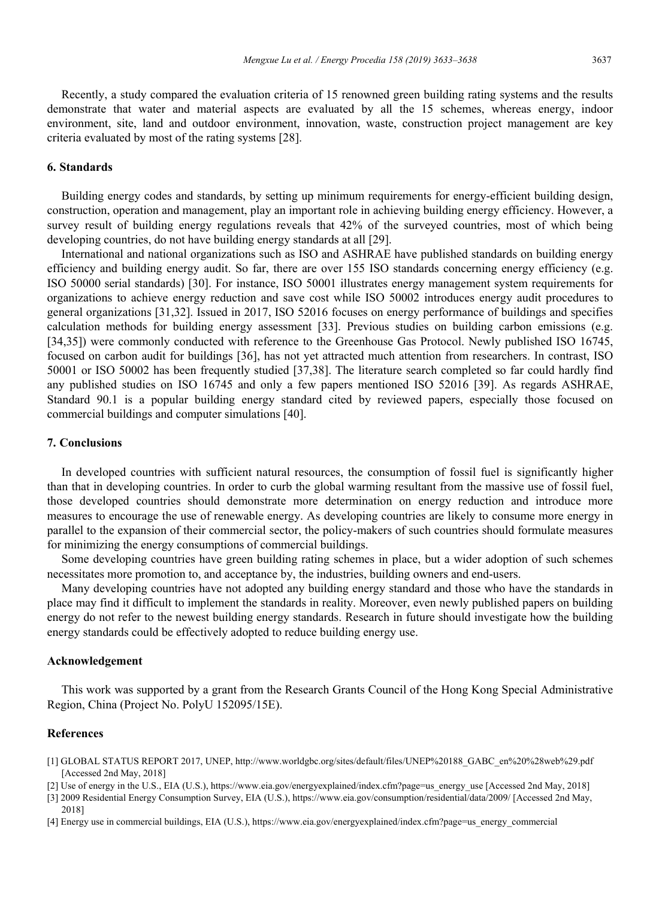Recently, a study compared the evaluation criteria of 15 renowned green building rating systems and the results demonstrate that water and material aspects are evaluated by all the 15 schemes, whereas energy, indoor environment, site, land and outdoor environment, innovation, waste, construction project management are key criteria evaluated by most of the rating systems [28].

## 6. Standards

Building energy codes and standards, by setting up minimum requirements for energy-efficient building design, construction, operation and management, play an important role in achieving building energy efficiency. However, a survey result of building energy regulations reveals that 42% of the surveyed countries, most of which being developing countries, do not have building energy standards at all [29].

International and national organizations such as ISO and ASHRAE have published standards on building energy efficiency and building energy audit. So far, there are over 155 ISO standards concerning energy efficiency (e.g. ISO 50000 serial standards) [30]. For instance, ISO 50001 illustrates energy management system requirements for organizations to achieve energy reduction and save cost while ISO 50002 introduces energy audit procedures to general organizations [31,32]. Issued in 2017, ISO 52016 focuses on energy performance of buildings and specifies calculation methods for building energy assessment [33]. Previous studies on building carbon emissions (e.g. [34,35]) were commonly conducted with reference to the Greenhouse Gas Protocol. Newly published ISO 16745, focused on carbon audit for buildings [36], has not yet attracted much attention from researchers. In contrast, ISO 50001 or ISO 50002 has been frequently studied [37,38]. The literature search completed so far could hardly find any published studies on ISO 16745 and only a few papers mentioned ISO 52016 [39]. As regards ASHRAE, Standard 90.1 is a popular building energy standard cited by reviewed papers, especially those focused on commercial buildings and computer simulations [40].

## 7. Conclusions

In developed countries with sufficient natural resources, the consumption of fossil fuel is significantly higher than that in developing countries. In order to curb the global warming resultant from the massive use of fossil fuel, those developed countries should demonstrate more determination on energy reduction and introduce more measures to encourage the use of renewable energy. As developing countries are likely to consume more energy in parallel to the expansion of their commercial sector, the policy-makers of such countries should formulate measures for minimizing the energy consumptions of commercial buildings.

Some developing countries have green building rating schemes in place, but a wider adoption of such schemes necessitates more promotion to, and acceptance by, the industries, building owners and end-users.

Many developing countries have not adopted any building energy standard and those who have the standards in place may find it difficult to implement the standards in reality. Moreover, even newly published papers on building energy do not refer to the newest building energy standards. Research in future should investigate how the building energy standards could be effectively adopted to reduce building energy use.

## Acknowledgement

This work was supported by a grant from the Research Grants Council of the Hong Kong Special Administrative Region, China (Project No. PolyU 152095/15E).

## References

[1] GLOBAL STATUS REPORT 2017, UNEP, http://www.worldgbc.org/sites/default/files/UNEP%20188_GABC_en%20%28web%29.pdf [Accessed 2nd May, 2018]

[2] Use of energy in the U.S., EIA (U.S.), https://www.eia.gov/energyexplained/index.cfm?page=us_energy_use [Accessed 2nd May, 2018]

[3] 2009 Residential Energy Consumption Survey, EIA (U.S.), https://www.eia.gov/consumption/residential/data/2009/ [Accessed 2nd May, 2018]

[4] Energy use in commercial buildings, EIA (U.S.), https://www.eia.gov/energyexplained/index.cfm?page=us_energy_commercial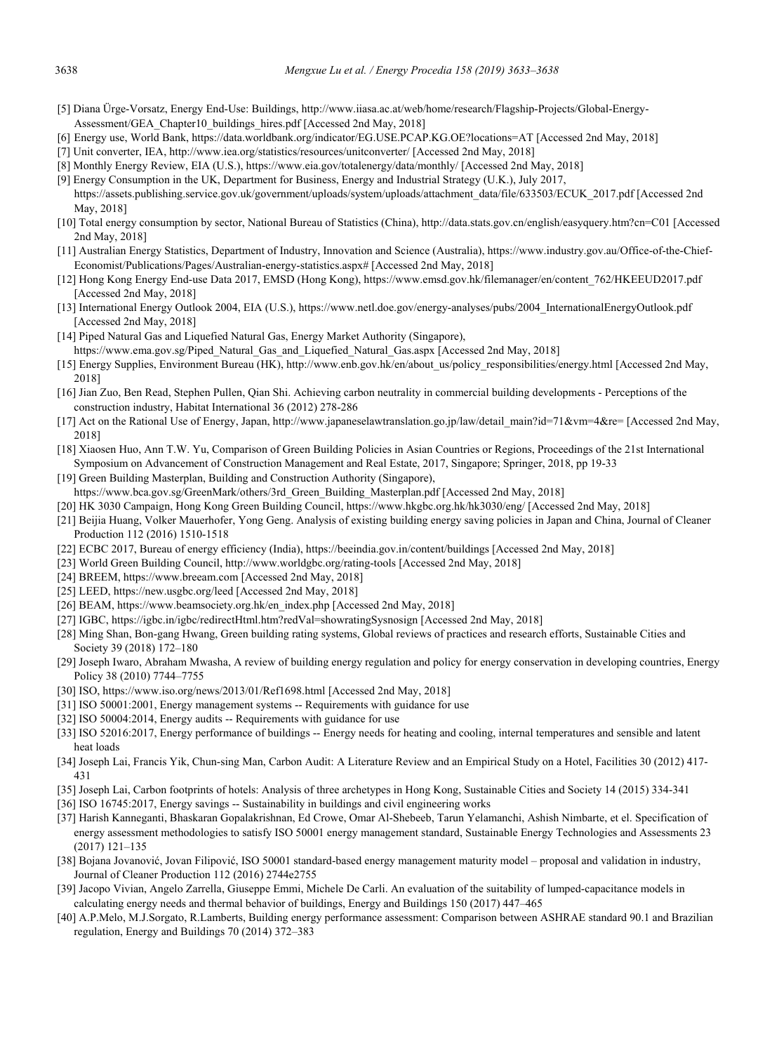[5] Diana Ürge-Vorsatz, Energy End-Use: Buildings, http://www.iiasa.ac.at/web/home/research/Flagship-Projects/Global-Energy-Assessment/GEA_Chapter10_buildings_hires.pdf [Accessed 2nd May, 2018]

[6] Energy use, World Bank, https://data.worldbank.org/indicator/EG.USE.PCAP.KG.OE?locations=AT [Accessed 2nd May, 2018]

[7] Unit converter, IEA, http://www.iea.org/statistics/resources/unitconverter/ [Accessed 2nd May, 2018]

[8] Monthly Energy Review, EIA (U.S.), https://www.eia.gov/totalenergy/data/monthly/ [Accessed 2nd May, 2018]

[9] Energy Consumption in the UK, Department for Business, Energy and Industrial Strategy (U.K.), July 2017, https://assets.publishing.service.gov.uk/government/uploads/system/uploads/attachment_data/file/633503/ECUK_2017.pdf [Accessed 2nd May, 2018]

[10] Total energy consumption by sector, National Bureau of Statistics (China), http://data.stats.gov.cn/english/easyquery.htm?cn=C01 [Accessed 2nd May, 2018]

[11] Australian Energy Statistics, Department of Industry, Innovation and Science (Australia), https://www.industry.gov.au/Office-of-the-Chief-Economist/Publications/Pages/Australian-energy-statistics.aspx# [Accessed 2nd May, 2018]

[12] Hong Kong Energy End-use Data 2017, EMSD (Hong Kong), https://www.emsd.gov.hk/filemanager/en/content_762/HKEEUD2017.pdf [Accessed 2nd May, 2018]

[13] International Energy Outlook 2004, EIA (U.S.), https://www.netl.doe.gov/energy-analyses/pubs/2004_InternationalEnergyOutlook.pdf [Accessed 2nd May, 2018]

[14] Piped Natural Gas and Liquefied Natural Gas, Energy Market Authority (Singapore), https://www.ema.gov.sg/Piped_Natural_Gas_and_Liquefied_Natural_Gas.aspx [Accessed 2nd May, 2018]

[15] Energy Supplies, Environment Bureau (HK), http://www.enb.gov.hk/en/about_us/policy_responsibilities/energy.html [Accessed 2nd May, 2018]

[16] Jian Zuo, Ben Read, Stephen Pullen, Qian Shi. Achieving carbon neutrality in commercial building developments - Perceptions of the construction industry, Habitat International 36 (2012) 278-286

[17] Act on the Rational Use of Energy, Japan, http://www.japaneselawtranslation.go.jp/law/detail_main?id=71&vm=4&re= [Accessed 2nd May, 2018]

[18] Xiaosen Huo, Ann T.W. Yu, Comparison of Green Building Policies in Asian Countries or Regions, Proceedings of the 21st International Symposium on Advancement of Construction Management and Real Estate, 2017, Singapore; Springer, 2018, pp 19-33

[19] Green Building Masterplan, Building and Construction Authority (Singapore), https://www.bca.gov.sg/GreenMark/others/3rd_Green_Building_Masterplan.pdf [Accessed 2nd May, 2018]

[20] HK 3030 Campaign, Hong Kong Green Building Council, https://www.hkgbc.org.hk/hk3030/eng/ [Accessed 2nd May, 2018]

[21] Beijia Huang, Volker Mauerhofer, Yong Geng. Analysis of existing building energy saving policies in Japan and China, Journal of Cleaner Production 112 (2016) 1510-1518

[22] ECBC 2017, Bureau of energy efficiency (India), https://beeindia.gov.in/content/buildings [Accessed 2nd May, 2018]

[23] World Green Building Council, http://www.worldgbc.org/rating-tools [Accessed 2nd May, 2018]

[24] BREEM, https://www.breeam.com [Accessed 2nd May, 2018]

[25] LEED, https://new.usgbc.org/leed [Accessed 2nd May, 2018]

[26] BEAM, https://www.beamsociety.org.hk/en_index.php [Accessed 2nd May, 2018]

[27] IGBC, https://igbc.in/igbc/redirectHtml.htm?redVal=showratingSysnosign [Accessed 2nd May, 2018]

[28] Ming Shan, Bon-gang Hwang, Green building rating systems, Global reviews of practices and research efforts, Sustainable Cities and Society 39 (2018) 172–180

[29] Joseph Iwaro, Abraham Mwasha, A review of building energy regulation and policy for energy conservation in developing countries, Energy Policy 38 (2010) 7744–7755

[30] ISO, https://www.iso.org/news/2013/01/Ref1698.html [Accessed 2nd May, 2018]

[31] ISO 50001:2001, Energy management systems -- Requirements with guidance for use

[32] ISO 50004:2014, Energy audits -- Requirements with guidance for use

[33] ISO 52016:2017, Energy performance of buildings -- Energy needs for heating and cooling, internal temperatures and sensible and latent heat loads

[34] Joseph Lai, Francis Yik, Chun-sing Man, Carbon Audit: A Literature Review and an Empirical Study on a Hotel, Facilities 30 (2012) 417-431

[35] Joseph Lai, Carbon footprints of hotels: Analysis of three archetypes in Hong Kong, Sustainable Cities and Society 14 (2015) 334-341

[36] ISO 16745:2017, Energy savings -- Sustainability in buildings and civil engineering works

[37] Harish Kanneganti, Bhaskaran Gopalakrishnan, Ed Crowe, Omar Al-Shebeeb, Tarun Yelamanchi, Ashish Nimbarte, et el. Specification of energy assessment methodologies to satisfy ISO 50001 energy management standard, Sustainable Energy Technologies and Assessments 23 (2017) 121–135

[38] Bojana Jovanović, Jovan Filipović, ISO 50001 standard-based energy management maturity model – proposal and validation in industry, Journal of Cleaner Production 112 (2016) 2744e2755

[39] Jacopo Vivian, Angelo Zarrella, Giuseppe Emmi, Michele De Carli. An evaluation of the suitability of lumped-capacitance models in calculating energy needs and thermal behavior of buildings, Energy and Buildings 150 (2017) 447–465

[40] A.P.Melo, M.J.Sorgato, R.Lamberts, Building energy performance assessment: Comparison between ASHRAE standard 90.1 and Brazilian regulation, Energy and Buildings 70 (2014) 372–383